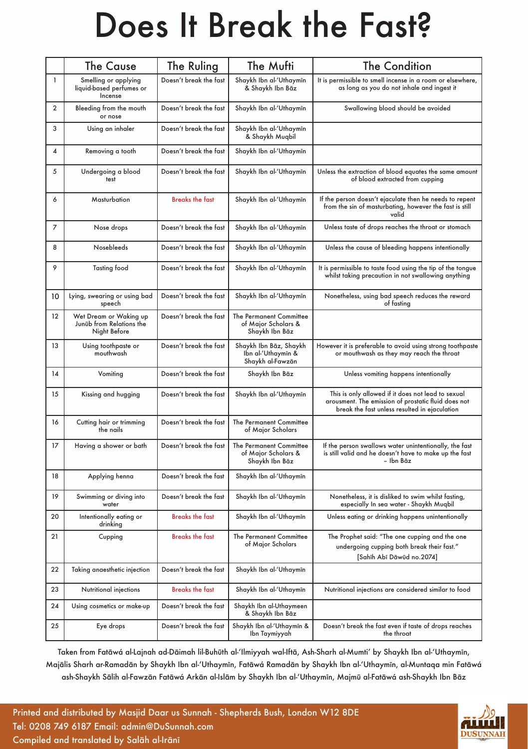# Does It Break the Fast?

| | The Cause | The Ruling | The Mufti | The Condition |
|---|---|---|---|---|
| 1 | Smelling or applying liquid-based perfumes or Incense | Doesn't break the fast | Shaykh Ibn al-'Uthaymīn & Shaykh Ibn Bāz | It is permissible to smell incense in a room or elsewhere, as long as you do not inhale and ingest it |
| 2 | Bleeding from the mouth or nose | Doesn't break the fast | Shaykh Ibn al-'Uthaymīn | Swallowing blood should be avoided |
| 3 | Using an inhaler | Doesn't break the fast | Shaykh Ibn al-'Uthaymīn & Shaykh Muqbil | |
| 4 | Removing a tooth | Doesn't break the fast | Shaykh Ibn al-'Uthaymīn | |
| 5 | Undergoing a blood test | Doesn't break the fast | Shaykh Ibn al-'Uthaymīn | Unless the extraction of blood equates the same amount of blood extracted from cupping |
| 6 | Masturbation | Breaks the fast | Shaykh Ibn al-'Uthaymīn | If the person doesn't ejaculate then he needs to repent from the sin of masturbating, however the fast is still valid |
| 7 | Nose drops | Doesn't break the fast | Shaykh Ibn al-'Uthaymīn | Unless taste of drops reaches the throat or stomach |
| 8 | Nosebleeds | Doesn't break the fast | Shaykh Ibn al-'Uthaymīn | Unless the cause of bleeding happens intentionally |
| 9 | Tasting food | Doesn't break the fast | Shaykh Ibn al-'Uthaymīn | It is permissible to taste food using the tip of the tongue whilst taking precaution in not swallowing anything |
| 10 | Lying, swearing or using bad speech | Doesn't break the fast | Shaykh Ibn al-'Uthaymīn | Nonetheless, using bad speech reduces the reward of fasting |
| 12 | Wet Dream or Waking up Junūb from Relations the Night Before | Doesn't break the fast | The Permanent Committee of Major Scholars & Shaykh Ibn Bāz | |
| 13 | Using toothpaste or mouthwash | Doesn't break the fast | Shaykh Ibn Bāz, Shaykh Ibn al-'Uthaymīn & Shaykh al-Fawzān | However it is preferable to avoid using strong toothpaste or mouthwash as they may reach the throat |
| 14 | Vomiting | Doesn't break the fast | Shaykh Ibn Bāz | Unless vomiting happens intentionally |
| 15 | Kissing and hugging | Doesn't break the fast | Shaykh Ibn al-'Uthaymīn | This is only allowed if it does not lead to sexual arousment. The emission of prostatic fluid does not break the fast unless resulted in ejaculation |
| 16 | Cutting hair or trimming the nails | Doesn't break the fast | The Permanent Committee of Major Scholars | |
| 17 | Having a shower or bath | Doesn't break the fast | The Permanent Committee of Major Scholars & Shaykh Ibn Bāz | If the person swallows water unintentionally, the fast is still valid and he doesn't have to make up the fast – Ibn Bāz |
| 18 | Applying henna | Doesn't break the fast | Shaykh Ibn al-'Uthaymīn | |
| 19 | Swimming or diving into water | Doesn't break the fast | Shaykh Ibn al-'Uthaymīn | Nonetheless, it is disliked to swim whilst fasting, especially In sea water - Shaykh Muqbil |
| 20 | Intentionally eating or drinking | Breaks the fast | Shaykh Ibn al-'Uthaymīn | Unless eating or drinking happens unintentionally |
| 21 | Cupping | Breaks the fast | The Permanent Committee of Major Scholars | The Prophet said: "The one cupping and the one undergoing cupping both break their fast." [Sahih Abī Dāwūd no.2074] |
| 22 | Taking anaesthetic injection | Doesn't break the fast | Shaykh Ibn al-'Uthaymīn | |
| 23 | Nutritional injections | Breaks the fast | Shaykh Ibn al-'Uthaymīn | Nutritional injections are considered similar to food |
| 24 | Using cosmetics or make-up | Doesn't break the fast | Shaykh Ibn al-Uthaymeen & Shaykh Ibn Bāz | |
| 25 | Eye drops | Doesn't break the fast | Shaykh Ibn al-'Uthaymīn & Ibn Taymiyyah | Doesn't break the fast even if taste of drops reaches the throat |

Taken from Fatāwá al-Lajnah ad-Dāimah lil-Buhūth al-'Ilmiyyah wal-Iftā, Ash-Sharh al-Mumti' by Shaykh Ibn al-'Uthaymīn, Majālis Sharh ar-Ramadān by Shaykh Ibn al-'Uthaymīn, Fatāwá Ramadān by Shaykh Ibn al-'Uthaymīn, al-Muntaqa min Fatāwá ash-Shaykh Sālih al-Fawzān Fatāwá Arkān al-Islām by Shaykh Ibn al-'Uthaymīn, Majmū al-Fatāwá ash-Shaykh Ibn Bāz

Printed and distributed by Masjid Daar us Sunnah - Shepherds Bush, London W12 8DE
Tel: 0208 749 6187 Email: admin@DuSunnah.com
Compiled and translated by Salāh al-Irānī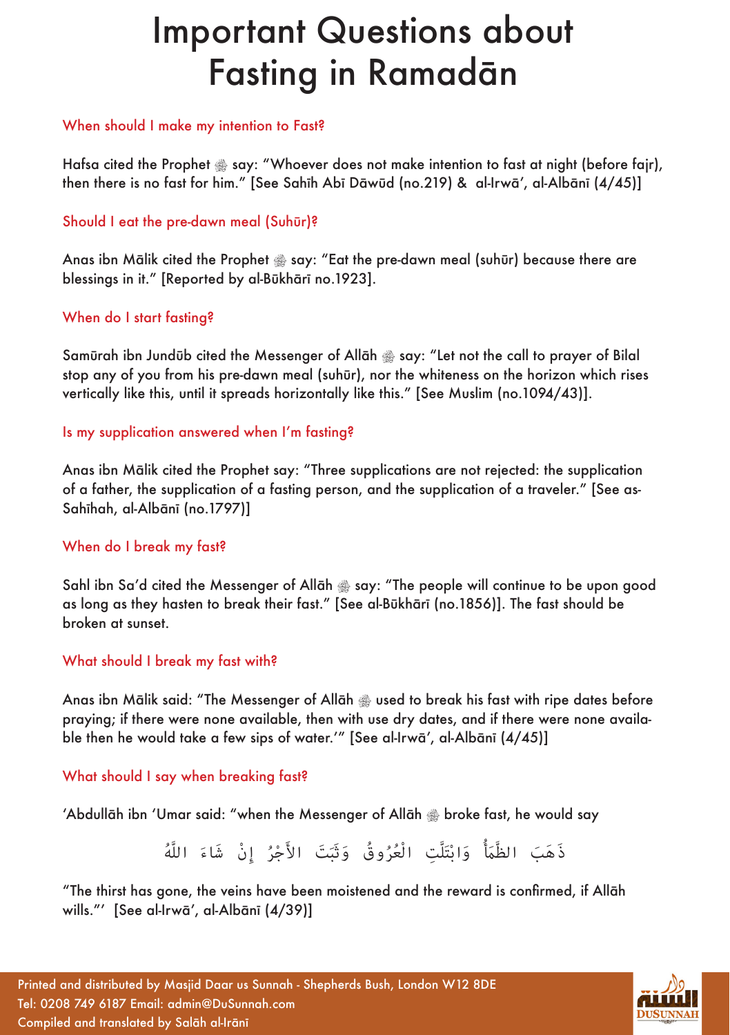# Important Questions about Fasting in Ramadān

## When should I make my intention to Fast?

Hafsa cited the Prophet ﷺ say: "Whoever does not make intention to fast at night (before fajr), then there is no fast for him." [See Sahīh Abī Dāwūd (no.219) & al-Irwā', al-Albānī (4/45)]

## Should I eat the pre-dawn meal (Suhūr)?

Anas ibn Mālik cited the Prophet ﷺ say: "Eat the pre-dawn meal (suhūr) because there are blessings in it." [Reported by al-Būkhārī no.1923].

## When do I start fasting?

Samūrah ibn Jundūb cited the Messenger of Allāh ﷺ say: "Let not the call to prayer of Bilal stop any of you from his pre-dawn meal (suhūr), nor the whiteness on the horizon which rises vertically like this, until it spreads horizontally like this." [See Muslim (no.1094/43)].

## Is my supplication answered when I'm fasting?

Anas ibn Mālik cited the Prophet say: "Three supplications are not rejected: the supplication of a father, the supplication of a fasting person, and the supplication of a traveler." [See as-Sahīhah, al-Albānī (no.1797)]

## When do I break my fast?

Sahl ibn Sa'd cited the Messenger of Allāh ﷺ say: "The people will continue to be upon good as long as they hasten to break their fast." [See al-Būkhārī (no.1856)]. The fast should be broken at sunset.

## What should I break my fast with?

Anas ibn Mālik said: "The Messenger of Allāh ﷺ used to break his fast with ripe dates before praying; if there were none available, then with use dry dates, and if there were none available then he would take a few sips of water.'" [See al-Irwā', al-Albānī (4/45)]

## What should I say when breaking fast?

'Abdullāh ibn 'Umar said: "when the Messenger of Allāh ﷺ broke fast, he would say

ذَهَبَ الظَّمَأُ وَابْتَلَّتِ الْعُرُوقُ وَثَبَتَ الأَجْرُ إِنْ شَاءَ اللَّهُ

"The thirst has gone, the veins have been moistened and the reward is confirmed, if Allāh wills."' [See al-Irwā', al-Albānī (4/39)]

Printed and distributed by Masjid Daar us Sunnah - Shepherds Bush, London W12 8DE
Tel: 0208 749 6187 Email: admin@DuSunnah.com
Compiled and translated by Salāh al-Irānī